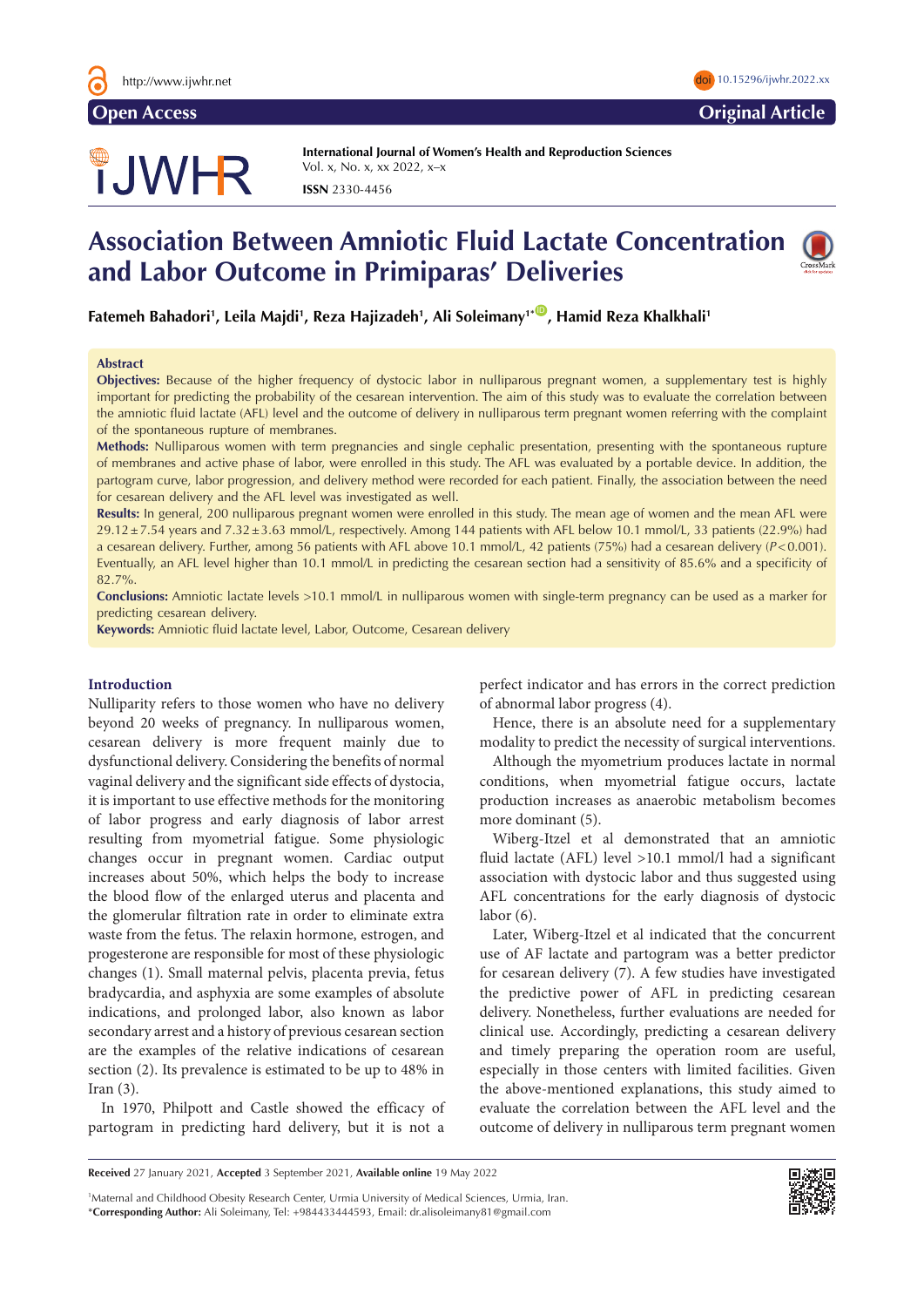Open Access | Original Article

**International Journal of Women's Health and Reproduction Sciences**
ISSN 2330-4456

# Association Between Amniotic Fluid Lactate Concentration and Labor Outcome in Primiparas' Deliveries

**Fatemeh Bahadori[1], Leila Majdi[1], Reza Hajizadeh[1], Ali Soleimany[1*], Hamid Reza Khalkhali[1]**

## Abstract

**Objectives:** Because of the higher frequency of dystocic labor in nulliparous pregnant women, a supplementary test is highly important for predicting the probability of the cesarean intervention. The aim of this study was to evaluate the correlation between the amniotic fluid lactate (AFL) level and the outcome of delivery in nulliparous term pregnant women referring with the complaint of the spontaneous rupture of membranes.

**Methods:** Nulliparous women with term pregnancies and single cephalic presentation, presenting with the spontaneous rupture of membranes and active phase of labor, were enrolled in this study. The AFL was evaluated by a portable device. In addition, the partogram curve, labor progression, and delivery method were recorded for each patient. Finally, the association between the need for cesarean delivery and the AFL level was investigated as well.

**Results:** In general, 200 nulliparous pregnant women were enrolled in this study. The mean age of women and the mean AFL were $29.12 \pm 7.54$ years and $7.32 \pm 3.63$ mmol/L, respectively. Among 144 patients with AFL below 10.1 mmol/L, 33 patients (22.9%) had a cesarean delivery. Further, among 56 patients with AFL above 10.1 mmol/L, 42 patients (75%) had a cesarean delivery ($P < 0.001$). Eventually, an AFL level higher than 10.1 mmol/L in predicting the cesarean section had a sensitivity of 85.6% and a specificity of 82.7%.

**Conclusions:** Amniotic lactate levels >10.1 mmol/L in nulliparous women with single-term pregnancy can be used as a marker for predicting cesarean delivery.

**Keywords:** Amniotic fluid lactate level, Labor, Outcome, Cesarean delivery

## Introduction

Nulliparity refers to those women who have no delivery beyond 20 weeks of pregnancy. In nulliparous women, cesarean delivery is more frequent mainly due to dysfunctional delivery. Considering the benefits of normal vaginal delivery and the significant side effects of dystocia, it is important to use effective methods for the monitoring of labor progress and early diagnosis of labor arrest resulting from myometrial fatigue. Some physiologic changes occur in pregnant women. Cardiac output increases about 50%, which helps the body to increase the blood flow of the enlarged uterus and placenta and the glomerular filtration rate in order to eliminate extra waste from the fetus. The relaxin hormone, estrogen, and progesterone are responsible for most of these physiologic changes (1). Small maternal pelvis, placenta previa, fetus bradycardia, and asphyxia are some examples of absolute indications, and prolonged labor, also known as labor secondary arrest and a history of previous cesarean section are the examples of the relative indications of cesarean section (2). Its prevalence is estimated to be up to 48% in Iran (3).

In 1970, Philpott and Castle showed the efficacy of partogram in predicting hard delivery, but it is not a perfect indicator and has errors in the correct prediction of abnormal labor progress (4).

Hence, there is an absolute need for a supplementary modality to predict the necessity of surgical interventions.

Although the myometrium produces lactate in normal conditions, when myometrial fatigue occurs, lactate production increases as anaerobic metabolism becomes more dominant (5).

Wiberg-Itzel et al demonstrated that an amniotic fluid lactate (AFL) level >10.1 mmol/l had a significant association with dystocic labor and thus suggested using AFL concentrations for the early diagnosis of dystocic labor (6).

Later, Wiberg-Itzel et al indicated that the concurrent use of AF lactate and partogram was a better predictor for cesarean delivery (7). A few studies have investigated the predictive power of AFL in predicting cesarean delivery. Nonetheless, further evaluations are needed for clinical use. Accordingly, predicting a cesarean delivery and timely preparing the operation room are useful, especially in those centers with limited facilities. Given the above-mentioned explanations, this study aimed to evaluate the correlation between the AFL level and the outcome of delivery in nulliparous term pregnant women

**Received** 27 January 2021, **Accepted** 3 September 2021, **Available online** 19 May 2022

[1]Maternal and Childhood Obesity Research Center, Urmia University of Medical Sciences, Urmia, Iran.
*__Corresponding Author:__ Ali Soleimany, Tel: +984433444593, Email: dr.alisoleimany81@gmail.com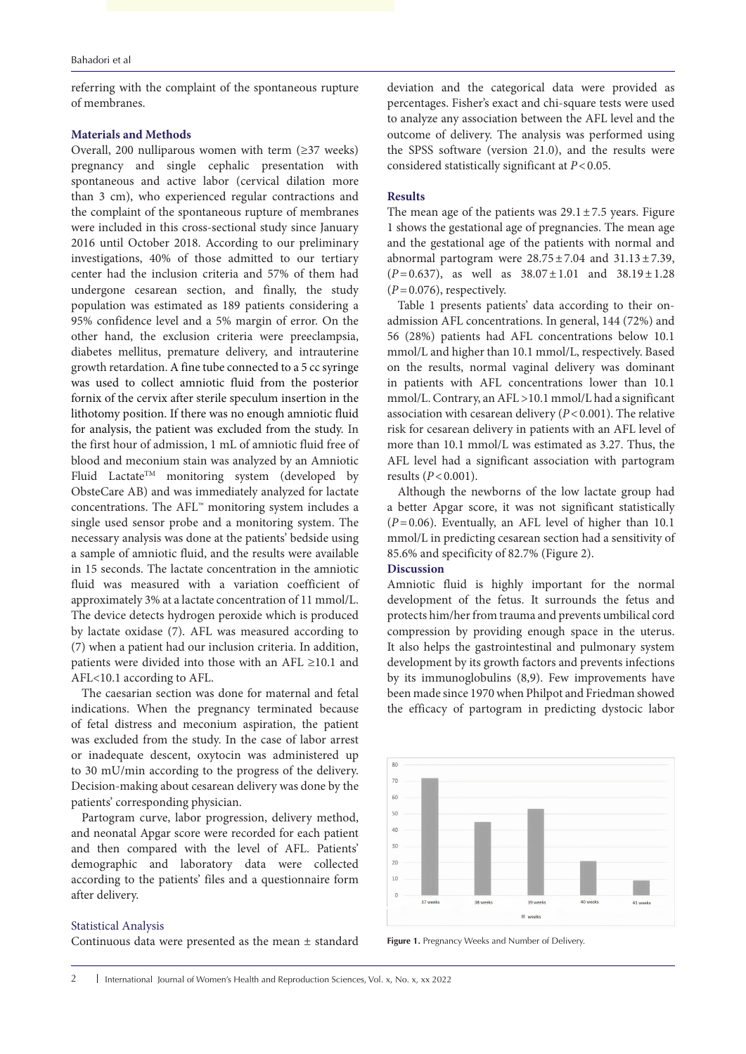referring with the complaint of the spontaneous rupture of membranes.

## Materials and Methods

Overall, 200 nulliparous women with term (≥37 weeks) pregnancy and single cephalic presentation with spontaneous and active labor (cervical dilation more than 3 cm), who experienced regular contractions and the complaint of the spontaneous rupture of membranes were included in this cross-sectional study since January 2016 until October 2018. According to our preliminary investigations, 40% of those admitted to our tertiary center had the inclusion criteria and 57% of them had undergone cesarean section, and finally, the study population was estimated as 189 patients considering a 95% confidence level and a 5% margin of error. On the other hand, the exclusion criteria were preeclampsia, diabetes mellitus, premature delivery, and intrauterine growth retardation. A fine tube connected to a 5 cc syringe was used to collect amniotic fluid from the posterior fornix of the cervix after sterile speculum insertion in the lithotomy position. If there was no enough amniotic fluid for analysis, the patient was excluded from the study. In the first hour of admission, 1 mL of amniotic fluid free of blood and meconium stain was analyzed by an Amniotic Fluid Lactate™ monitoring system (developed by ObsteCare AB) and was immediately analyzed for lactate concentrations. The AFL™ monitoring system includes a single used sensor probe and a monitoring system. The necessary analysis was done at the patients' bedside using a sample of amniotic fluid, and the results were available in 15 seconds. The lactate concentration in the amniotic fluid was measured with a variation coefficient of approximately 3% at a lactate concentration of 11 mmol/L. The device detects hydrogen peroxide which is produced by lactate oxidase (7). AFL was measured according to (7) when a patient had our inclusion criteria. In addition, patients were divided into those with an AFL ≥10.1 and AFL<10.1 according to AFL.

The caesarian section was done for maternal and fetal indications. When the pregnancy terminated because of fetal distress and meconium aspiration, the patient was excluded from the study. In the case of labor arrest or inadequate descent, oxytocin was administered up to 30 mU/min according to the progress of the delivery. Decision-making about cesarean delivery was done by the patients' corresponding physician.

Partogram curve, labor progression, delivery method, and neonatal Apgar score were recorded for each patient and then compared with the level of AFL. Patients' demographic and laboratory data were collected according to the patients' files and a questionnaire form after delivery.

### Statistical Analysis

Continuous data were presented as the mean ± standard deviation and the categorical data were provided as percentages. Fisher's exact and chi-square tests were used to analyze any association between the AFL level and the outcome of delivery. The analysis was performed using the SPSS software (version 21.0), and the results were considered statistically significant at $P<0.05$.

## Results

The mean age of the patients was 29.1 ± 7.5 years. Figure 1 shows the gestational age of pregnancies. The mean age and the gestational age of the patients with normal and abnormal partogram were 28.75 ± 7.04 and 31.13 ± 7.39, ($P=0.637$), as well as 38.07 ± 1.01 and 38.19 ± 1.28 ($P=0.076$), respectively.

Table 1 presents patients' data according to their on-admission AFL concentrations. In general, 144 (72%) and 56 (28%) patients had AFL concentrations below 10.1 mmol/L and higher than 10.1 mmol/L, respectively. Based on the results, normal vaginal delivery was dominant in patients with AFL concentrations lower than 10.1 mmol/L. Contrary, an AFL >10.1 mmol/L had a significant association with cesarean delivery ($P<0.001$). The relative risk for cesarean delivery in patients with an AFL level of more than 10.1 mmol/L was estimated as 3.27. Thus, the AFL level had a significant association with partogram results ($P<0.001$).

Although the newborns of the low lactate group had a better Apgar score, it was not significant statistically ($P=0.06$). Eventually, an AFL level of higher than 10.1 mmol/L in predicting cesarean section had a sensitivity of 85.6% and specificity of 82.7% (Figure 2).

## Discussion

Amniotic fluid is highly important for the normal development of the fetus. It surrounds the fetus and protects him/her from trauma and prevents umbilical cord compression by providing enough space in the uterus. It also helps the gastrointestinal and pulmonary system development by its growth factors and prevents infections by its immunoglobulins (8,9). Few improvements have been made since 1970 when Philpot and Friedman showed the efficacy of partogram in predicting dystocic labor

**Figure 1.** Pregnancy Weeks and Number of Delivery.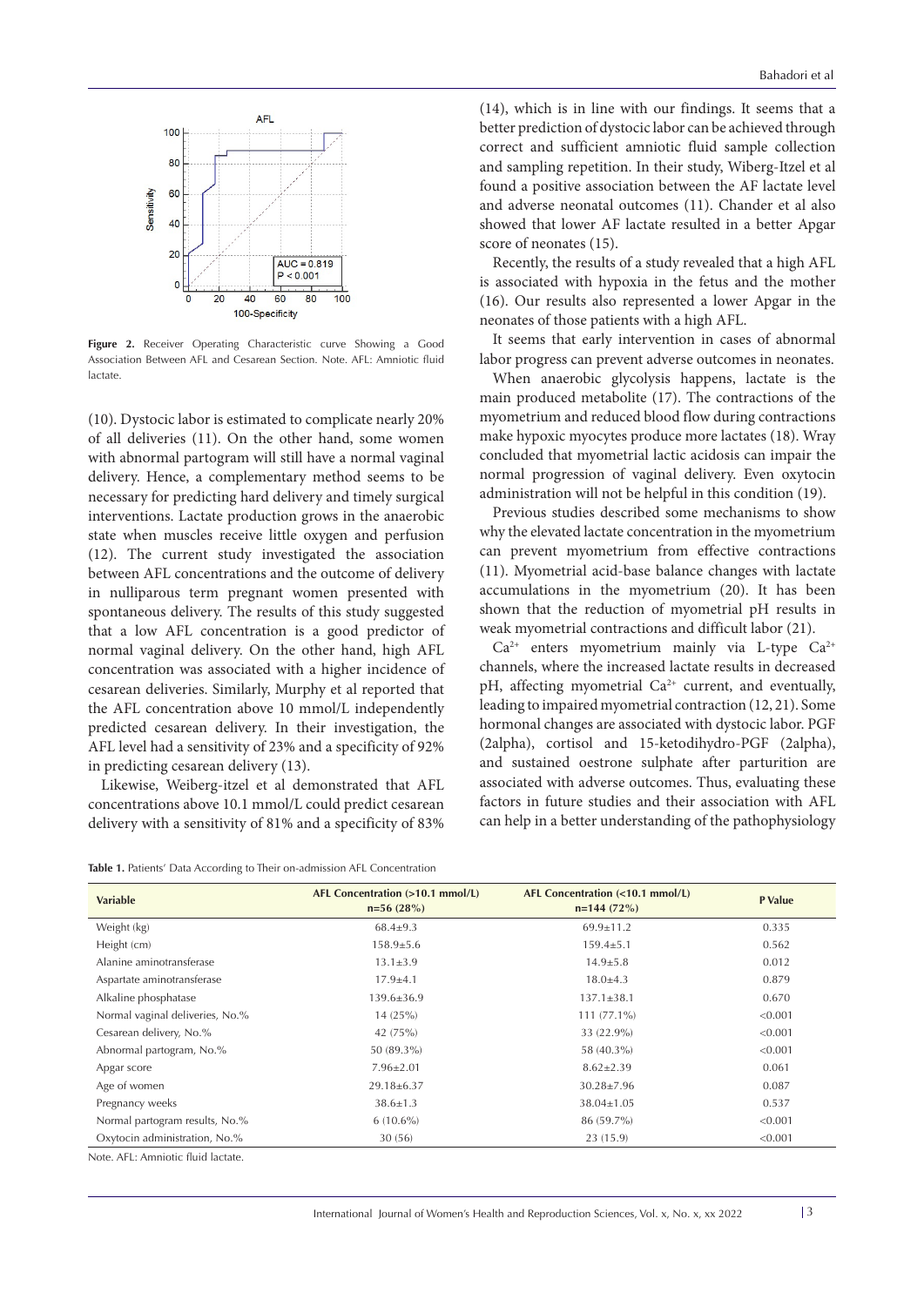Figure 2. Receiver Operating Characteristic curve Showing a Good Association Between AFL and Cesarean Section. Note. AFL: Amniotic fluid lactate.

(10). Dystocic labor is estimated to complicate nearly 20% of all deliveries (11). On the other hand, some women with abnormal partogram will still have a normal vaginal delivery. Hence, a complementary method seems to be necessary for predicting hard delivery and timely surgical interventions. Lactate production grows in the anaerobic state when muscles receive little oxygen and perfusion (12). The current study investigated the association between AFL concentrations and the outcome of delivery in nulliparous term pregnant women presented with spontaneous delivery. The results of this study suggested that a low AFL concentration is a good predictor of normal vaginal delivery. On the other hand, high AFL concentration was associated with a higher incidence of cesarean deliveries. Similarly, Murphy et al reported that the AFL concentration above 10 mmol/L independently predicted cesarean delivery. In their investigation, the AFL level had a sensitivity of 23% and a specificity of 92% in predicting cesarean delivery (13).

Likewise, Weiberg-itzel et al demonstrated that AFL concentrations above 10.1 mmol/L could predict cesarean delivery with a sensitivity of 81% and a specificity of 83% (14), which is in line with our findings. It seems that a better prediction of dystocic labor can be achieved through correct and sufficient amniotic fluid sample collection and sampling repetition. In their study, Wiberg-Itzel et al found a positive association between the AF lactate level and adverse neonatal outcomes (11). Chander et al also showed that lower AF lactate resulted in a better Apgar score of neonates (15).

Recently, the results of a study revealed that a high AFL is associated with hypoxia in the fetus and the mother (16). Our results also represented a lower Apgar in the neonates of those patients with a high AFL.

It seems that early intervention in cases of abnormal labor progress can prevent adverse outcomes in neonates.

When anaerobic glycolysis happens, lactate is the main produced metabolite (17). The contractions of the myometrium and reduced blood flow during contractions make hypoxic myocytes produce more lactates (18). Wray concluded that myometrial lactic acidosis can impair the normal progression of vaginal delivery. Even oxytocin administration will not be helpful in this condition (19).

Previous studies described some mechanisms to show why the elevated lactate concentration in the myometrium can prevent myometrium from effective contractions (11). Myometrial acid-base balance changes with lactate accumulations in the myometrium (20). It has been shown that the reduction of myometrial pH results in weak myometrial contractions and difficult labor (21).

$Ca^{2+}$ enters myometrium mainly via L-type $Ca^{2+}$ channels, where the increased lactate results in decreased pH, affecting myometrial $Ca^{2+}$ current, and eventually, leading to impaired myometrial contraction (12, 21). Some hormonal changes are associated with dystocic labor. PGF (2alpha), cortisol and 15-ketodihydro-PGF (2alpha), and sustained oestrone sulphate after parturition are associated with adverse outcomes. Thus, evaluating these factors in future studies and their association with AFL can help in a better understanding of the pathophysiology

**Table 1.** Patients' Data According to Their on-admission AFL Concentration

| Variable | AFL Concentration (>10.1 mmol/L) n=56 (28%) | AFL Concentration (<10.1 mmol/L) n=144 (72%) | P Value |
|---|---|---|---|
| Weight (kg) | 68.4±9.3 | 69.9±11.2 | 0.335 |
| Height (cm) | 158.9±5.6 | 159.4±5.1 | 0.562 |
| Alanine aminotransferase | 13.1±3.9 | 14.9±5.8 | 0.012 |
| Aspartate aminotransferase | 17.9±4.1 | 18.0±4.3 | 0.879 |
| Alkaline phosphatase | 139.6±36.9 | 137.1±38.1 | 0.670 |
| Normal vaginal deliveries, No.% | 14 (25%) | 111 (77.1%) | <0.001 |
| Cesarean delivery, No.% | 42 (75%) | 33 (22.9%) | <0.001 |
| Abnormal partogram, No.% | 50 (89.3%) | 58 (40.3%) | <0.001 |
| Apgar score | 7.96±2.01 | 8.62±2.39 | 0.061 |
| Age of women | 29.18±6.37 | 30.28±7.96 | 0.087 |
| Pregnancy weeks | 38.6±1.3 | 38.04±1.05 | 0.537 |
| Normal partogram results, No.% | 6 (10.6%) | 86 (59.7%) | <0.001 |
| Oxytocin administration, No.% | 30 (56) | 23 (15.9) | <0.001 |

Note. AFL: Amniotic fluid lactate.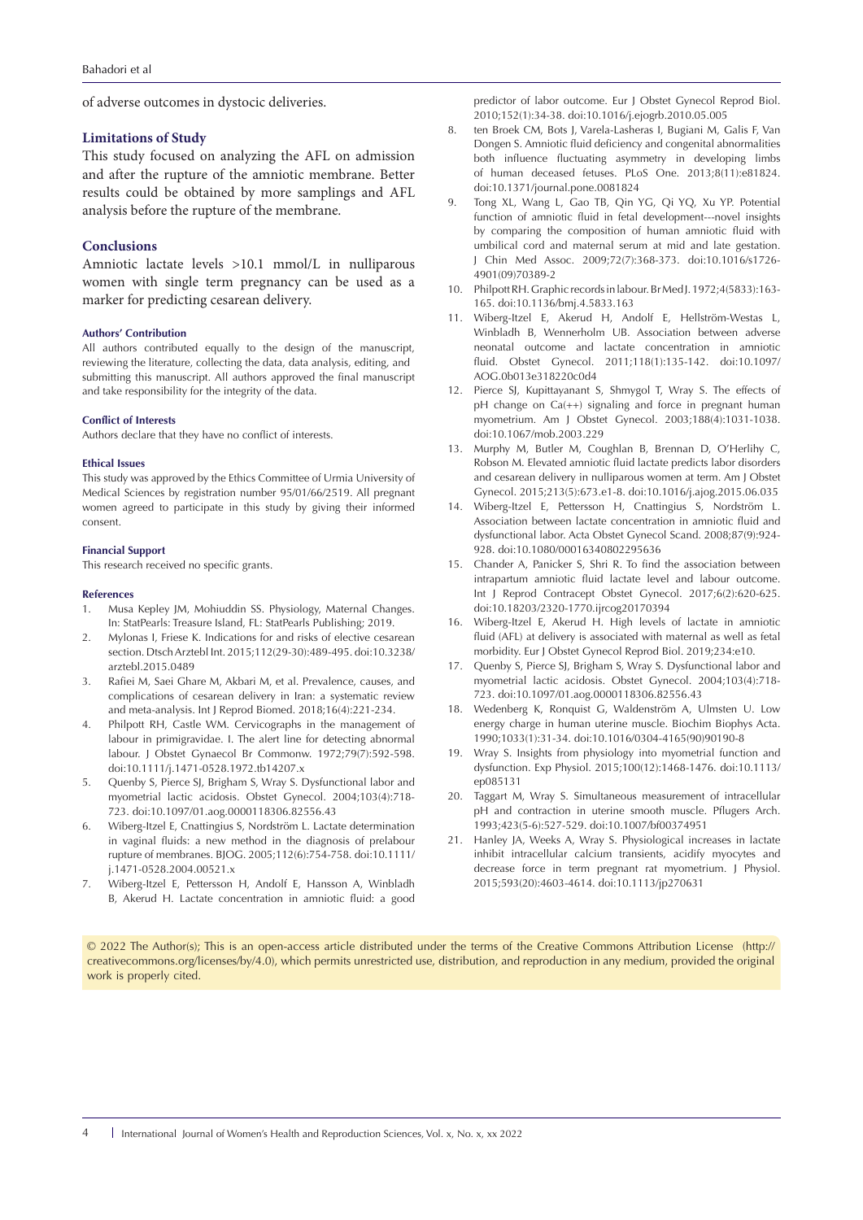of adverse outcomes in dystocic deliveries.

## Limitations of Study

This study focused on analyzing the AFL on admission and after the rupture of the amniotic membrane. Better results could be obtained by more samplings and AFL analysis before the rupture of the membrane.

## Conclusions

Amniotic lactate levels >10.1 mmol/L in nulliparous women with single term pregnancy can be used as a marker for predicting cesarean delivery.

#### Authors' Contribution

All authors contributed equally to the design of the manuscript, reviewing the literature, collecting the data, data analysis, editing, and submitting this manuscript. All authors approved the final manuscript and take responsibility for the integrity of the data.

#### Conflict of Interests

Authors declare that they have no conflict of interests.

#### Ethical Issues

This study was approved by the Ethics Committee of Urmia University of Medical Sciences by registration number 95/01/66/2519. All pregnant women agreed to participate in this study by giving their informed consent.

#### Financial Support

This research received no specific grants.

#### References

1. Musa Kepley JM, Mohiuddin SS. Physiology, Maternal Changes. In: StatPearls: Treasure Island, FL: StatPearls Publishing; 2019.
2. Mylonas I, Friese K. Indications for and risks of elective cesarean section. Dtsch Arztebl Int. 2015;112(29-30):489-495. doi:10.3238/arztebl.2015.0489
3. Rafiei M, Saei Ghare M, Akbari M, et al. Prevalence, causes, and complications of cesarean delivery in Iran: a systematic review and meta-analysis. Int J Reprod Biomed. 2018;16(4):221-234.
4. Philpott RH, Castle WM. Cervicographs in the management of labour in primigravidae. I. The alert line for detecting abnormal labour. J Obstet Gynaecol Br Commonw. 1972;79(7):592-598. doi:10.1111/j.1471-0528.1972.tb14207.x
5. Quenby S, Pierce SJ, Brigham S, Wray S. Dysfunctional labor and myometrial lactic acidosis. Obstet Gynecol. 2004;103(4):718-723. doi:10.1097/01.aog.0000118306.82556.43
6. Wiberg-Itzel E, Cnattingius S, Nordström L. Lactate determination in vaginal fluids: a new method in the diagnosis of prelabour rupture of membranes. BJOG. 2005;112(6):754-758. doi:10.1111/j.1471-0528.2004.00521.x
7. Wiberg-Itzel E, Pettersson H, Andolf E, Hansson A, Winbladh B, Akerud H. Lactate concentration in amniotic fluid: a good predictor of labor outcome. Eur J Obstet Gynecol Reprod Biol. 2010;152(1):34-38. doi:10.1016/j.ejogrb.2010.05.005
8. ten Broek CM, Bots J, Varela-Lasheras I, Bugiani M, Galis F, Van Dongen S. Amniotic fluid deficiency and congenital abnormalities both influence fluctuating asymmetry in developing limbs of human deceased fetuses. PLoS One. 2013;8(11):e81824. doi:10.1371/journal.pone.0081824
9. Tong XL, Wang L, Gao TB, Qin YG, Qi YQ, Xu YP. Potential function of amniotic fluid in fetal development---novel insights by comparing the composition of human amniotic fluid with umbilical cord and maternal serum at mid and late gestation. J Chin Med Assoc. 2009;72(7):368-373. doi:10.1016/s1726-4901(09)70389-2
10. Philpott RH. Graphic records in labour. Br Med J. 1972;4(5833):163-165. doi:10.1136/bmj.4.5833.163
11. Wiberg-Itzel E, Akerud H, Andolf E, Hellström-Westas L, Winbladh B, Wennerholm UB. Association between adverse neonatal outcome and lactate concentration in amniotic fluid. Obstet Gynecol. 2011;118(1):135-142. doi:10.1097/AOG.0b013e318220c0d4
12. Pierce SJ, Kupittayanant S, Shmygol T, Wray S. The effects of pH change on Ca(++) signaling and force in pregnant human myometrium. Am J Obstet Gynecol. 2003;188(4):1031-1038. doi:10.1067/mob.2003.229
13. Murphy M, Butler M, Coughlan B, Brennan D, O'Herlihy C, Robson M. Elevated amniotic fluid lactate predicts labor disorders and cesarean delivery in nulliparous women at term. Am J Obstet Gynecol. 2015;213(5):673.e1-8. doi:10.1016/j.ajog.2015.06.035
14. Wiberg-Itzel E, Pettersson H, Cnattingius S, Nordström L. Association between lactate concentration in amniotic fluid and dysfunctional labor. Acta Obstet Gynecol Scand. 2008;87(9):924-928. doi:10.1080/00016340802295636
15. Chander A, Panicker S, Shri R. To find the association between intrapartum amniotic fluid lactate level and labour outcome. Int J Reprod Contracept Obstet Gynecol. 2017;6(2):620-625. doi:10.18203/2320-1770.ijrcog20170394
16. Wiberg-Itzel E, Akerud H. High levels of lactate in amniotic fluid (AFL) at delivery is associated with maternal as well as fetal morbidity. Eur J Obstet Gynecol Reprod Biol. 2019;234:e10.
17. Quenby S, Pierce SJ, Brigham S, Wray S. Dysfunctional labor and myometrial lactic acidosis. Obstet Gynecol. 2004;103(4):718-723. doi:10.1097/01.aog.0000118306.82556.43
18. Wedenberg K, Ronquist G, Waldenström A, Ulmsten U. Low energy charge in human uterine muscle. Biochim Biophys Acta. 1990;1033(1):31-34. doi:10.1016/0304-4165(90)90190-8
19. Wray S. Insights from physiology into myometrial function and dysfunction. Exp Physiol. 2015;100(12):1468-1476. doi:10.1113/ep085131
20. Taggart M, Wray S. Simultaneous measurement of intracellular pH and contraction in uterine smooth muscle. Pflugers Arch. 1993;423(5-6):527-529. doi:10.1007/bf00374951
21. Hanley JA, Weeks A, Wray S. Physiological increases in lactate inhibit intracellular calcium transients, acidify myocytes and decrease force in term pregnant rat myometrium. J Physiol. 2015;593(20):4603-4614. doi:10.1113/jp270631

© 2022 The Author(s); This is an open-access article distributed under the terms of the Creative Commons Attribution License (http://creativecommons.org/licenses/by/4.0), which permits unrestricted use, distribution, and reproduction in any medium, provided the original work is properly cited.